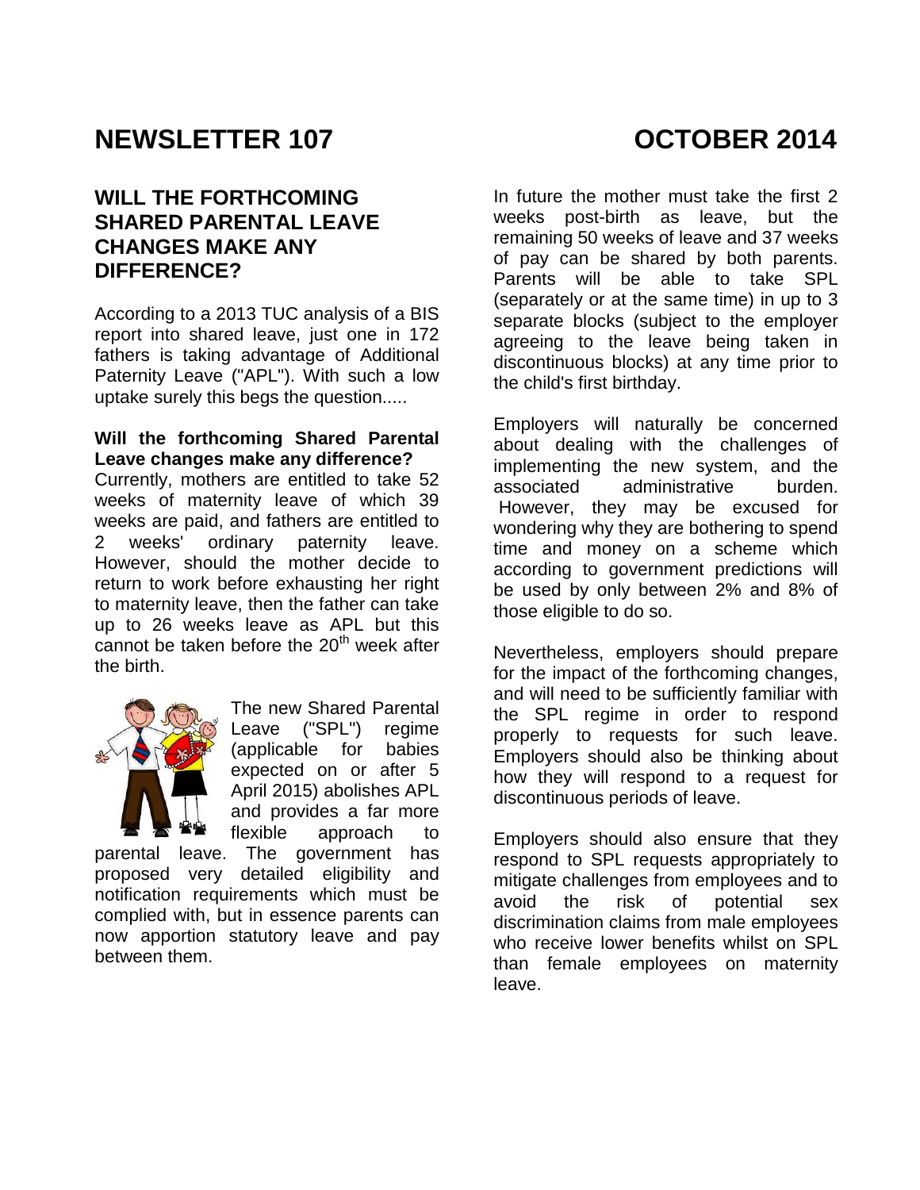# NEWSLETTER 107 OCTOBER 2014

## WILL THE FORTHCOMING SHARED PARENTAL LEAVE CHANGES MAKE ANY DIFFERENCE?

According to a 2013 TUC analysis of a BIS report into shared leave, just one in 172 fathers is taking advantage of Additional Paternity Leave ("APL"). With such a low uptake surely this begs the question.....

**Will the forthcoming Shared Parental Leave changes make any difference?**

Currently, mothers are entitled to take 52 weeks of maternity leave of which 39 weeks are paid, and fathers are entitled to 2 weeks' ordinary paternity leave. However, should the mother decide to return to work before exhausting her right to maternity leave, then the father can take up to 26 weeks leave as APL but this cannot be taken before the 20th week after the birth.

The new Shared Parental Leave ("SPL") regime (applicable for babies expected on or after 5 April 2015) abolishes APL and provides a far more flexible approach to parental leave. The government has proposed very detailed eligibility and notification requirements which must be complied with, but in essence parents can now apportion statutory leave and pay between them.

In future the mother must take the first 2 weeks post-birth as leave, but the remaining 50 weeks of leave and 37 weeks of pay can be shared by both parents. Parents will be able to take SPL (separately or at the same time) in up to 3 separate blocks (subject to the employer agreeing to the leave being taken in discontinuous blocks) at any time prior to the child's first birthday.

Employers will naturally be concerned about dealing with the challenges of implementing the new system, and the associated administrative burden. However, they may be excused for wondering why they are bothering to spend time and money on a scheme which according to government predictions will be used by only between 2% and 8% of those eligible to do so.

Nevertheless, employers should prepare for the impact of the forthcoming changes, and will need to be sufficiently familiar with the SPL regime in order to respond properly to requests for such leave. Employers should also be thinking about how they will respond to a request for discontinuous periods of leave.

Employers should also ensure that they respond to SPL requests appropriately to mitigate challenges from employees and to avoid the risk of potential sex discrimination claims from male employees who receive lower benefits whilst on SPL than female employees on maternity leave.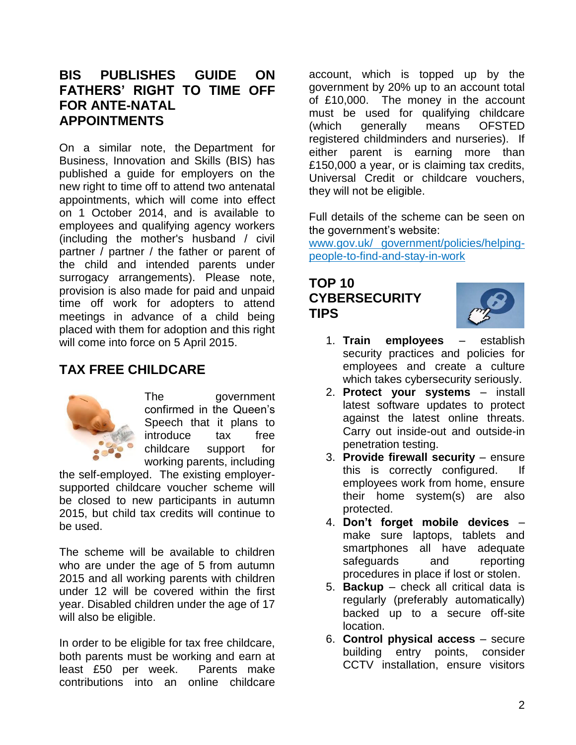## BIS PUBLISHES GUIDE ON FATHERS' RIGHT TO TIME OFF FOR ANTE-NATAL APPOINTMENTS

On a similar note, the Department for Business, Innovation and Skills (BIS) has published a guide for employers on the new right to time off to attend two antenatal appointments, which will come into effect on 1 October 2014, and is available to employees and qualifying agency workers (including the mother's husband / civil partner / partner / the father or parent of the child and intended parents under surrogacy arrangements). Please note, provision is also made for paid and unpaid time off work for adopters to attend meetings in advance of a child being placed with them for adoption and this right will come into force on 5 April 2015.

## TAX FREE CHILDCARE

The government confirmed in the Queen's Speech that it plans to introduce tax free childcare support for working parents, including the self-employed. The existing employer-supported childcare voucher scheme will be closed to new participants in autumn 2015, but child tax credits will continue to be used.

The scheme will be available to children who are under the age of 5 from autumn 2015 and all working parents with children under 12 will be covered within the first year. Disabled children under the age of 17 will also be eligible.

In order to be eligible for tax free childcare, both parents must be working and earn at least £50 per week. Parents make contributions into an online childcare account, which is topped up by the government by 20% up to an account total of £10,000. The money in the account must be used for qualifying childcare (which generally means OFSTED registered childminders and nurseries). If either parent is earning more than £150,000 a year, or is claiming tax credits, Universal Credit or childcare vouchers, they will not be eligible.

Full details of the scheme can be seen on the government's website: [www.gov.uk/ government/policies/helping-people-to-find-and-stay-in-work](www.gov.uk/government/policies/helping-people-to-find-and-stay-in-work)

## TOP 10 CYBERSECURITY TIPS

1. **Train employees** – establish security practices and policies for employees and create a culture which takes cybersecurity seriously.
2. **Protect your systems** – install latest software updates to protect against the latest online threats. Carry out inside-out and outside-in penetration testing.
3. **Provide firewall security** – ensure this is correctly configured. If employees work from home, ensure their home system(s) are also protected.
4. **Don't forget mobile devices** – make sure laptops, tablets and smartphones all have adequate safeguards and reporting procedures in place if lost or stolen.
5. **Backup** – check all critical data is regularly (preferably automatically) backed up to a secure off-site location.
6. **Control physical access** – secure building entry points, consider CCTV installation, ensure visitors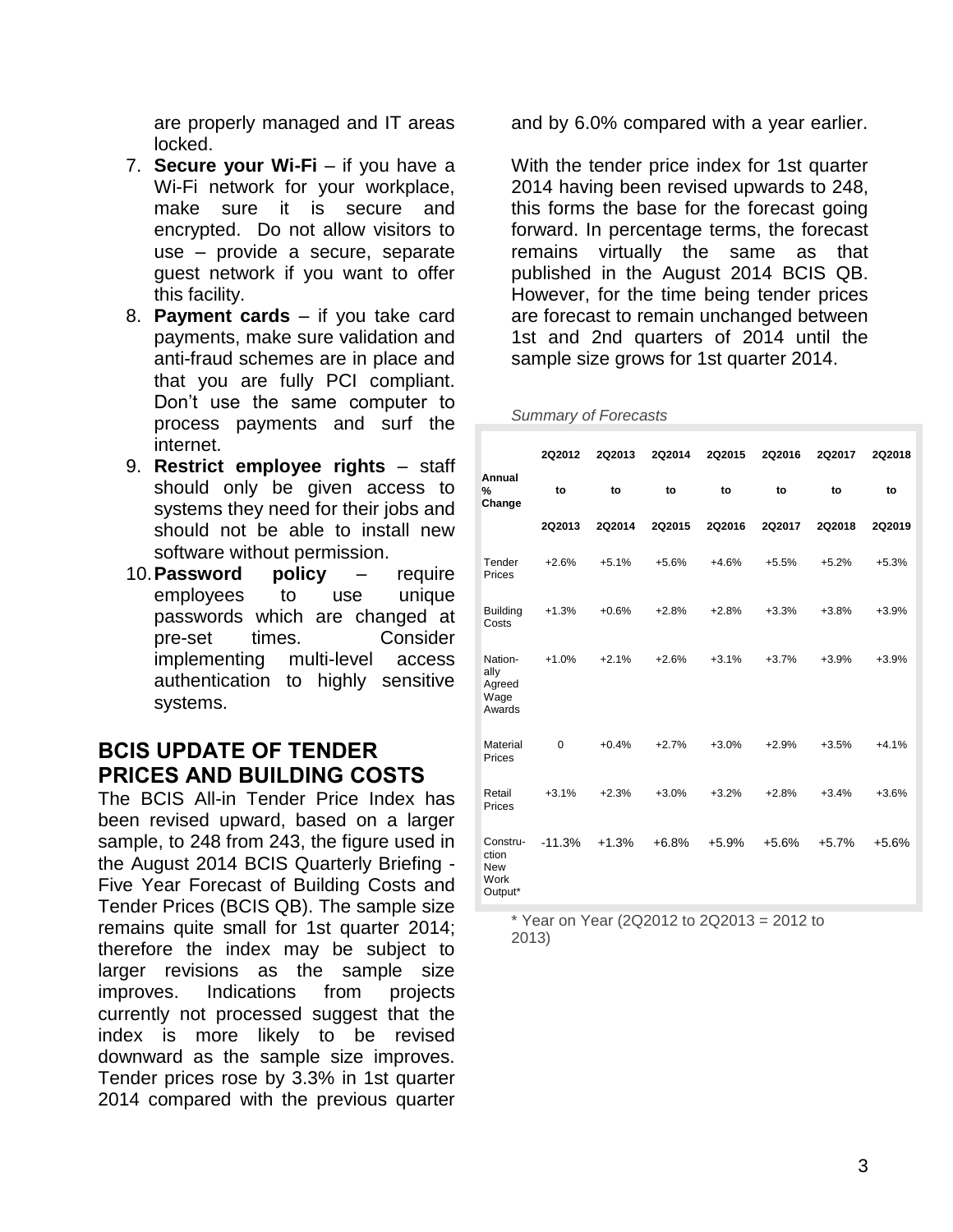are properly managed and IT areas locked.

7. **Secure your Wi-Fi** – if you have a Wi-Fi network for your workplace, make sure it is secure and encrypted. Do not allow visitors to use – provide a secure, separate guest network if you want to offer this facility.
8. **Payment cards** – if you take card payments, make sure validation and anti-fraud schemes are in place and that you are fully PCI compliant. Don't use the same computer to process payments and surf the internet.
9. **Restrict employee rights** – staff should only be given access to systems they need for their jobs and should not be able to install new software without permission.
10. **Password policy** – require employees to use unique passwords which are changed at pre-set times. Consider implementing multi-level access authentication to highly sensitive systems.

## BCIS UPDATE OF TENDER PRICES AND BUILDING COSTS

The BCIS All-in Tender Price Index has been revised upward, based on a larger sample, to 248 from 243, the figure used in the August 2014 BCIS Quarterly Briefing - Five Year Forecast of Building Costs and Tender Prices (BCIS QB). The sample size remains quite small for 1st quarter 2014; therefore the index may be subject to larger revisions as the sample size improves. Indications from projects currently not processed suggest that the index is more likely to be revised downward as the sample size improves. Tender prices rose by 3.3% in 1st quarter 2014 compared with the previous quarter and by 6.0% compared with a year earlier.

With the tender price index for 1st quarter 2014 having been revised upwards to 248, this forms the base for the forecast going forward. In percentage terms, the forecast remains virtually the same as that published in the August 2014 BCIS QB. However, for the time being tender prices are forecast to remain unchanged between 1st and 2nd quarters of 2014 until the sample size grows for 1st quarter 2014.

*Summary of Forecasts*

| Annual % Change | 2Q2012 to 2Q2013 | 2Q2013 to 2Q2014 | 2Q2014 to 2Q2015 | 2Q2015 to 2Q2016 | 2Q2016 to 2Q2017 | 2Q2017 to 2Q2018 | 2Q2018 to 2Q2019 |
|---|---|---|---|---|---|---|---|
| Tender Prices | +2.6% | +5.1% | +5.6% | +4.6% | +5.5% | +5.2% | +5.3% |
| Building Costs | +1.3% | +0.6% | +2.8% | +2.8% | +3.3% | +3.8% | +3.9% |
| Nationally Agreed Wage Awards | +1.0% | +2.1% | +2.6% | +3.1% | +3.7% | +3.9% | +3.9% |
| Material Prices | 0 | +0.4% | +2.7% | +3.0% | +2.9% | +3.5% | +4.1% |
| Retail Prices | +3.1% | +2.3% | +3.0% | +3.2% | +2.8% | +3.4% | +3.6% |
| Construction New Work Output* | -11.3% | +1.3% | +6.8% | +5.9% | +5.6% | +5.7% | +5.6% |

\* Year on Year (2Q2012 to 2Q2013 = 2012 to 2013)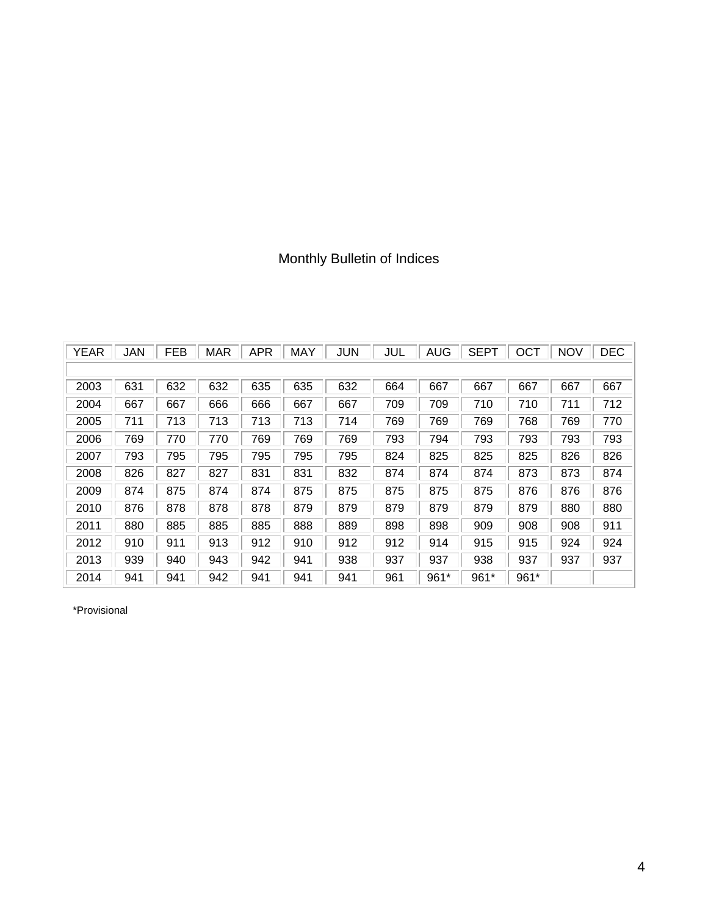Monthly Bulletin of Indices

| YEAR | JAN | FEB | MAR | APR | MAY | JUN | JUL | AUG | SEPT | OCT | NOV | DEC |
|---|---|---|---|---|---|---|---|---|---|---|---|---|
| 2003 | 631 | 632 | 632 | 635 | 635 | 632 | 664 | 667 | 667 | 667 | 667 | 667 |
| 2004 | 667 | 667 | 666 | 666 | 667 | 667 | 709 | 709 | 710 | 710 | 711 | 712 |
| 2005 | 711 | 713 | 713 | 713 | 713 | 714 | 769 | 769 | 769 | 768 | 769 | 770 |
| 2006 | 769 | 770 | 770 | 769 | 769 | 769 | 793 | 794 | 793 | 793 | 793 | 793 |
| 2007 | 793 | 795 | 795 | 795 | 795 | 795 | 824 | 825 | 825 | 825 | 826 | 826 |
| 2008 | 826 | 827 | 827 | 831 | 831 | 832 | 874 | 874 | 874 | 873 | 873 | 874 |
| 2009 | 874 | 875 | 874 | 874 | 875 | 875 | 875 | 875 | 875 | 876 | 876 | 876 |
| 2010 | 876 | 878 | 878 | 878 | 879 | 879 | 879 | 879 | 879 | 879 | 880 | 880 |
| 2011 | 880 | 885 | 885 | 885 | 888 | 889 | 898 | 898 | 909 | 908 | 908 | 911 |
| 2012 | 910 | 911 | 913 | 912 | 910 | 912 | 912 | 914 | 915 | 915 | 924 | 924 |
| 2013 | 939 | 940 | 943 | 942 | 941 | 938 | 937 | 937 | 938 | 937 | 937 | 937 |
| 2014 | 941 | 941 | 942 | 941 | 941 | 941 | 961 | 961* | 961* | 961* | | |

*Provisional